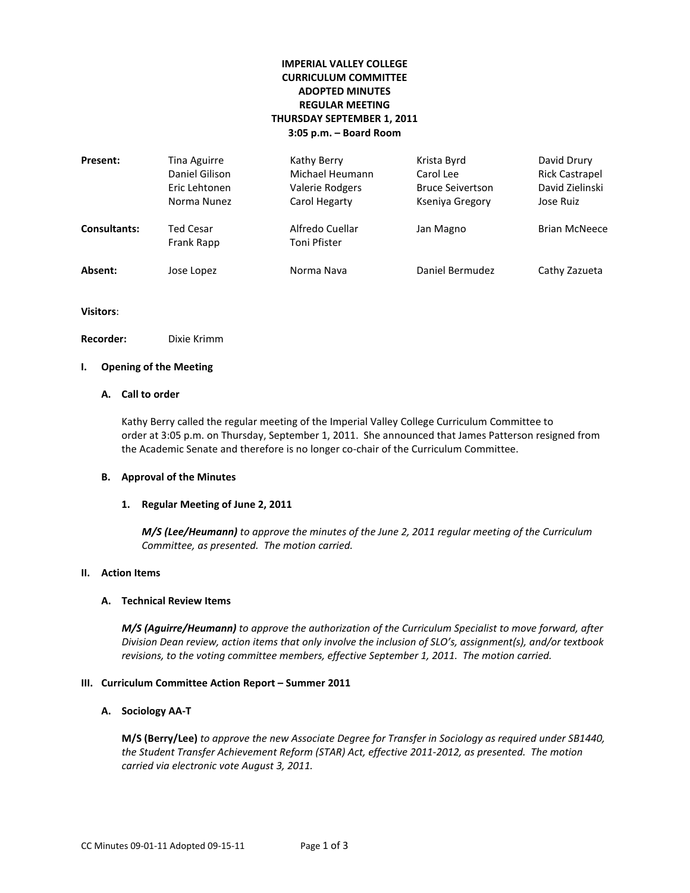# IMPERIAL VALLEY COLLEGE
# CURRICULUM COMMITTEE
# ADOPTED MINUTES
# REGULAR MEETING
# THURSDAY SEPTEMBER 1, 2011
# 3:05 p.m. – Board Room

| | | | | |
|---|---|---|---|---|
| **Present:** | Tina Aguirre | Kathy Berry | Krista Byrd | David Drury |
| | Daniel Gilison | Michael Heumann | Carol Lee | Rick Castrapel |
| | Eric Lehtonen | Valerie Rodgers | Bruce Seivertson | David Zielinski |
| | Norma Nunez | Carol Hegarty | Kseniya Gregory | Jose Ruiz |
| **Consultants:** | Ted Cesar | Alfredo Cuellar | Jan Magno | Brian McNeece |
| | Frank Rapp | Toni Pfister | | |
| **Absent:** | Jose Lopez | Norma Nava | Daniel Bermudez | Cathy Zazueta |

**Visitors**:

**Recorder:** Dixie Krimm

## I. Opening of the Meeting

### A. Call to order

Kathy Berry called the regular meeting of the Imperial Valley College Curriculum Committee to order at 3:05 p.m. on Thursday, September 1, 2011. She announced that James Patterson resigned from the Academic Senate and therefore is no longer co-chair of the Curriculum Committee.

### B. Approval of the Minutes

#### 1. Regular Meeting of June 2, 2011

***M/S (Lee/Heumann)*** *to approve the minutes of the June 2, 2011 regular meeting of the Curriculum Committee, as presented. The motion carried.*

## II. Action Items

### A. Technical Review Items

***M/S (Aguirre/Heumann)*** *to approve the authorization of the Curriculum Specialist to move forward, after Division Dean review, action items that only involve the inclusion of SLO's, assignment(s), and/or textbook revisions, to the voting committee members, effective September 1, 2011. The motion carried.*

## III. Curriculum Committee Action Report – Summer 2011

### A. Sociology AA-T

**M/S (Berry/Lee)** *to approve the new Associate Degree for Transfer in Sociology as required under SB1440, the Student Transfer Achievement Reform (STAR) Act, effective 2011-2012, as presented. The motion carried via electronic vote August 3, 2011.*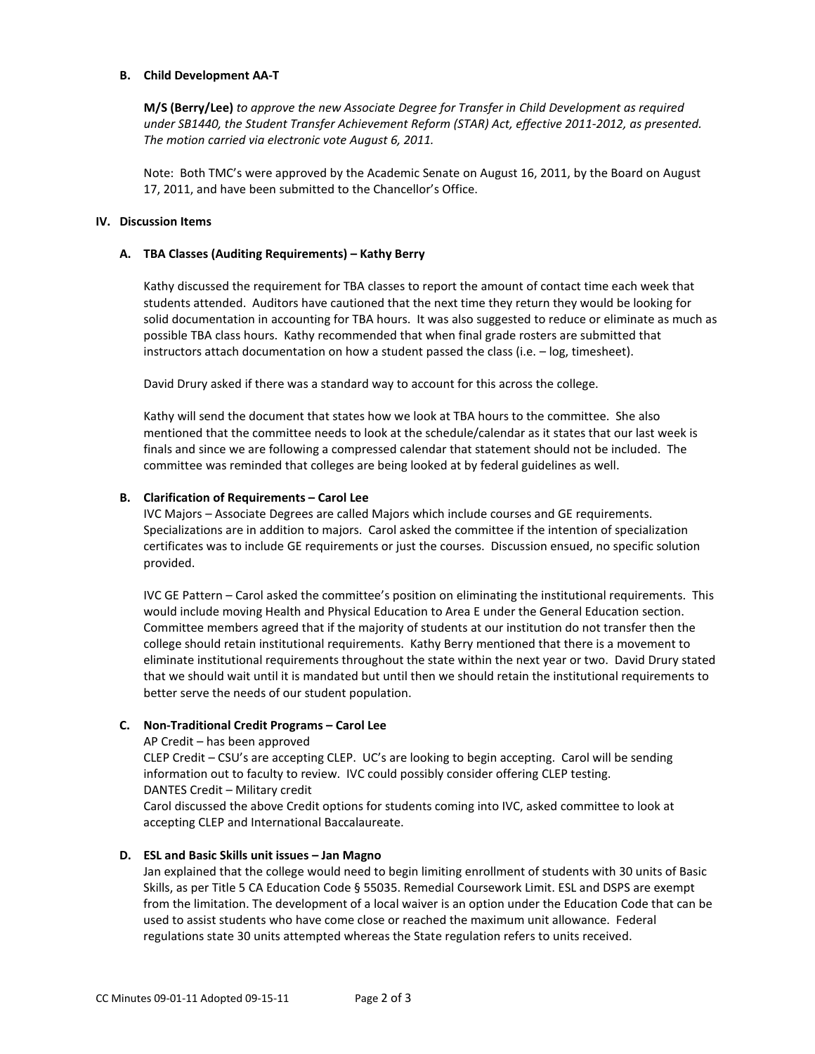### B. Child Development AA-T

**M/S (Berry/Lee)** *to approve the new Associate Degree for Transfer in Child Development as required under SB1440, the Student Transfer Achievement Reform (STAR) Act, effective 2011-2012, as presented. The motion carried via electronic vote August 6, 2011.*

Note: Both TMC's were approved by the Academic Senate on August 16, 2011, by the Board on August 17, 2011, and have been submitted to the Chancellor's Office.

## IV. Discussion Items

### A. TBA Classes (Auditing Requirements) – Kathy Berry

Kathy discussed the requirement for TBA classes to report the amount of contact time each week that students attended. Auditors have cautioned that the next time they return they would be looking for solid documentation in accounting for TBA hours. It was also suggested to reduce or eliminate as much as possible TBA class hours. Kathy recommended that when final grade rosters are submitted that instructors attach documentation on how a student passed the class (i.e. – log, timesheet).

David Drury asked if there was a standard way to account for this across the college.

Kathy will send the document that states how we look at TBA hours to the committee. She also mentioned that the committee needs to look at the schedule/calendar as it states that our last week is finals and since we are following a compressed calendar that statement should not be included. The committee was reminded that colleges are being looked at by federal guidelines as well.

### B. Clarification of Requirements – Carol Lee

IVC Majors – Associate Degrees are called Majors which include courses and GE requirements. Specializations are in addition to majors. Carol asked the committee if the intention of specialization certificates was to include GE requirements or just the courses. Discussion ensued, no specific solution provided.

IVC GE Pattern – Carol asked the committee's position on eliminating the institutional requirements. This would include moving Health and Physical Education to Area E under the General Education section. Committee members agreed that if the majority of students at our institution do not transfer then the college should retain institutional requirements. Kathy Berry mentioned that there is a movement to eliminate institutional requirements throughout the state within the next year or two. David Drury stated that we should wait until it is mandated but until then we should retain the institutional requirements to better serve the needs of our student population.

### C. Non-Traditional Credit Programs – Carol Lee

AP Credit – has been approved
CLEP Credit – CSU's are accepting CLEP. UC's are looking to begin accepting. Carol will be sending information out to faculty to review. IVC could possibly consider offering CLEP testing.
DANTES Credit – Military credit
Carol discussed the above Credit options for students coming into IVC, asked committee to look at accepting CLEP and International Baccalaureate.

### D. ESL and Basic Skills unit issues – Jan Magno

Jan explained that the college would need to begin limiting enrollment of students with 30 units of Basic Skills, as per Title 5 CA Education Code § 55035. Remedial Coursework Limit. ESL and DSPS are exempt from the limitation. The development of a local waiver is an option under the Education Code that can be used to assist students who have come close or reached the maximum unit allowance. Federal regulations state 30 units attempted whereas the State regulation refers to units received.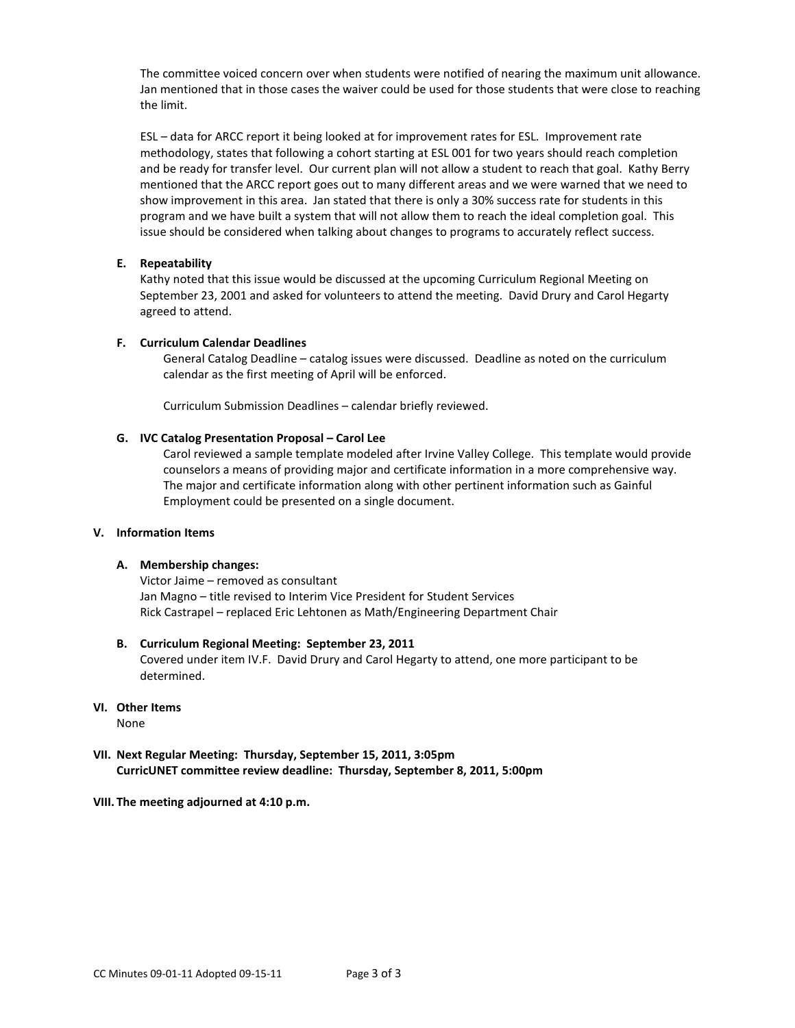The committee voiced concern over when students were notified of nearing the maximum unit allowance. Jan mentioned that in those cases the waiver could be used for those students that were close to reaching the limit.

ESL – data for ARCC report it being looked at for improvement rates for ESL. Improvement rate methodology, states that following a cohort starting at ESL 001 for two years should reach completion and be ready for transfer level. Our current plan will not allow a student to reach that goal. Kathy Berry mentioned that the ARCC report goes out to many different areas and we were warned that we need to show improvement in this area. Jan stated that there is only a 30% success rate for students in this program and we have built a system that will not allow them to reach the ideal completion goal. This issue should be considered when talking about changes to programs to accurately reflect success.

**E. Repeatability**

Kathy noted that this issue would be discussed at the upcoming Curriculum Regional Meeting on September 23, 2001 and asked for volunteers to attend the meeting. David Drury and Carol Hegarty agreed to attend.

**F. Curriculum Calendar Deadlines**

General Catalog Deadline – catalog issues were discussed. Deadline as noted on the curriculum calendar as the first meeting of April will be enforced.

Curriculum Submission Deadlines – calendar briefly reviewed.

**G. IVC Catalog Presentation Proposal – Carol Lee**

Carol reviewed a sample template modeled after Irvine Valley College. This template would provide counselors a means of providing major and certificate information in a more comprehensive way. The major and certificate information along with other pertinent information such as Gainful Employment could be presented on a single document.

**V. Information Items**

**A. Membership changes:**

Victor Jaime – removed as consultant
Jan Magno – title revised to Interim Vice President for Student Services
Rick Castrapel – replaced Eric Lehtonen as Math/Engineering Department Chair

**B. Curriculum Regional Meeting: September 23, 2011**

Covered under item IV.F. David Drury and Carol Hegarty to attend, one more participant to be determined.

**VI. Other Items**

None

**VII. Next Regular Meeting: Thursday, September 15, 2011, 3:05pm**
**CurricUNET committee review deadline: Thursday, September 8, 2011, 5:00pm**

**VIII. The meeting adjourned at 4:10 p.m.**